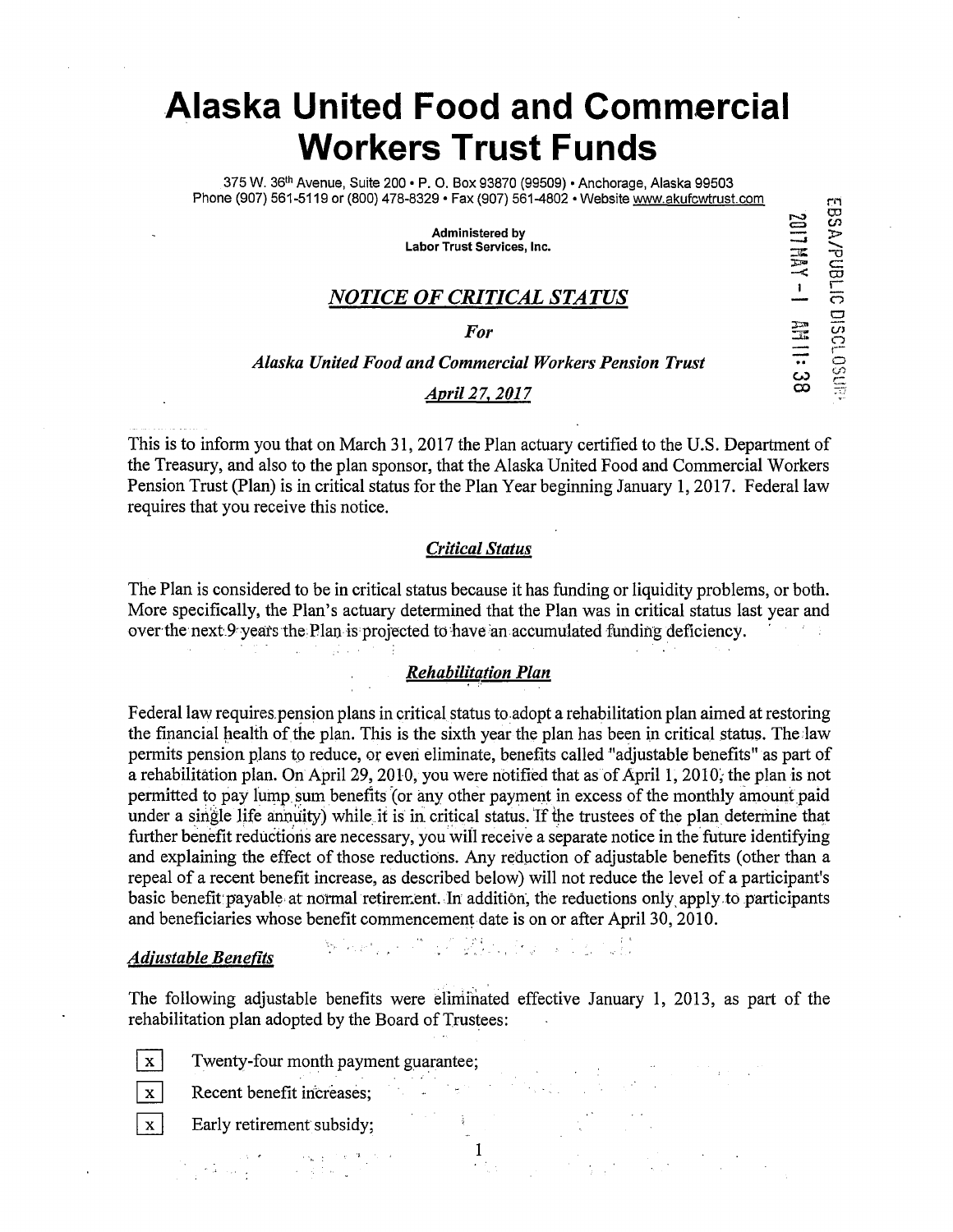# Alaska United Food and Commercial Workers Trust Funds

375 W. 36th Avenue, Suite 200 • P. O. Box 93870 (99509) • Anchorage, Alaska 99503
Phone (907) 561-5119 or (800) 478-8329 • Fax (907) 561-4802 • Website www.akufcwtrust.com

**Administered by**
**Labor Trust Services, Inc.**

EBSA/PUBLIC DISCLOSURE 2017 MAY -1 AM 11:38

## *NOTICE OF CRITICAL STATUS*

*For*

*Alaska United Food and Commercial Workers Pension Trust*

*April 27, 2017*

This is to inform you that on March 31, 2017 the Plan actuary certified to the U.S. Department of the Treasury, and also to the plan sponsor, that the Alaska United Food and Commercial Workers Pension Trust (Plan) is in critical status for the Plan Year beginning January 1, 2017. Federal law requires that you receive this notice.

### *Critical Status*

The Plan is considered to be in critical status because it has funding or liquidity problems, or both. More specifically, the Plan's actuary determined that the Plan was in critical status last year and over the next 9 years the Plan is projected to have an accumulated funding deficiency.

### *Rehabilitation Plan*

Federal law requires pension plans in critical status to adopt a rehabilitation plan aimed at restoring the financial health of the plan. This is the sixth year the plan has been in critical status. The law permits pension plans to reduce, or even eliminate, benefits called "adjustable benefits" as part of a rehabilitation plan. On April 29, 2010, you were notified that as of April 1, 2010, the plan is not permitted to pay lump sum benefits (or any other payment in excess of the monthly amount paid under a single life annuity) while it is in critical status. If the trustees of the plan determine that further benefit reductions are necessary, you will receive a separate notice in the future identifying and explaining the effect of those reductions. Any reduction of adjustable benefits (other than a repeal of a recent benefit increase, as described below) will not reduce the level of a participant's basic benefit payable at normal retirement. In addition, the reductions only apply to participants and beneficiaries whose benefit commencement date is on or after April 30, 2010.

### *Adjustable Benefits*

The following adjustable benefits were eliminated effective January 1, 2013, as part of the rehabilitation plan adopted by the Board of Trustees:

- [x] Twenty-four month payment guarantee;
- [x] Recent benefit increases;
- [x] Early retirement subsidy;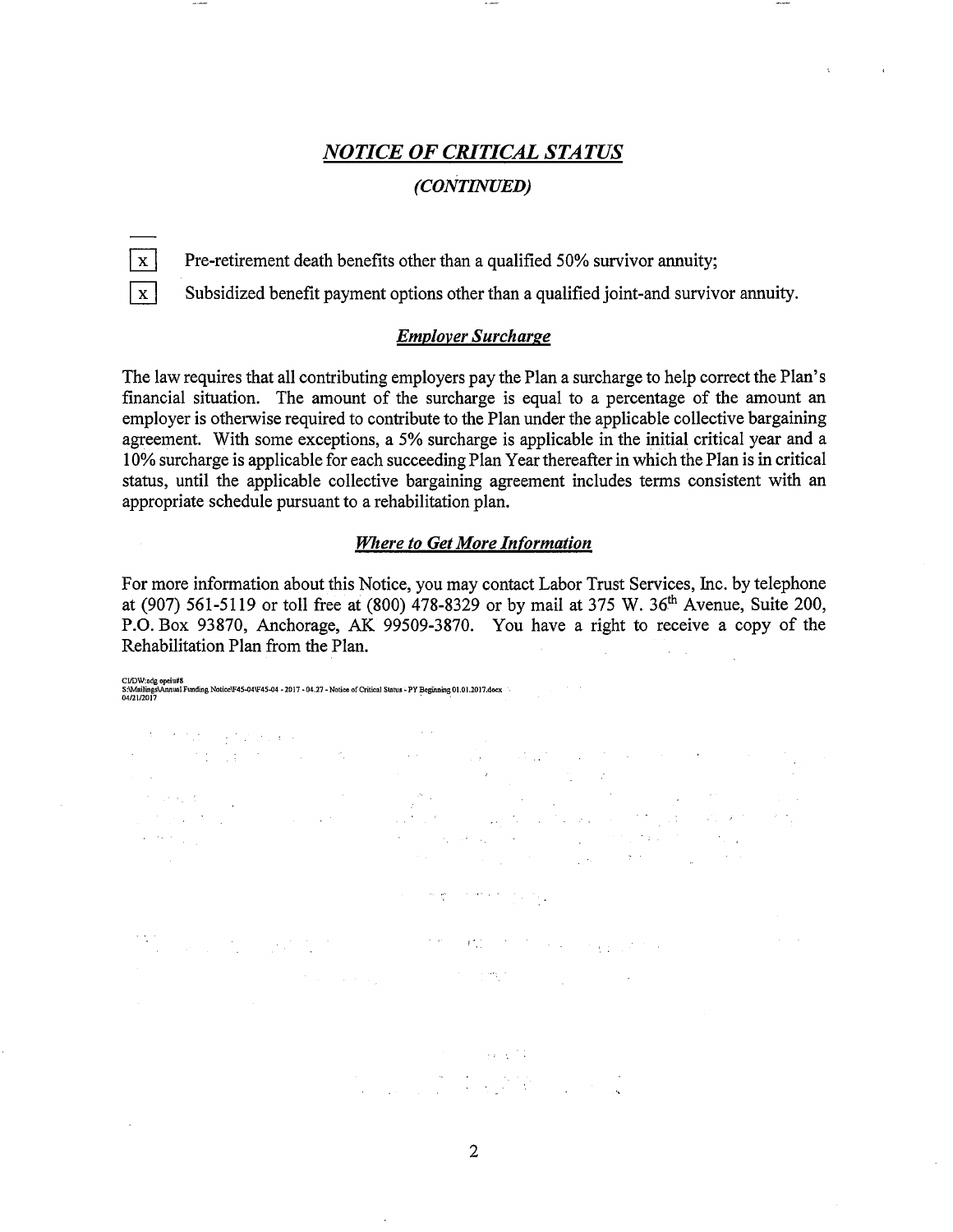## *NOTICE OF CRITICAL STATUS*

### *(CONTINUED)*

- [x] Pre-retirement death benefits other than a qualified 50% survivor annuity;
- [x] Subsidized benefit payment options other than a qualified joint-and survivor annuity.

### *Employer Surcharge*

The law requires that all contributing employers pay the Plan a surcharge to help correct the Plan's financial situation. The amount of the surcharge is equal to a percentage of the amount an employer is otherwise required to contribute to the Plan under the applicable collective bargaining agreement. With some exceptions, a 5% surcharge is applicable in the initial critical year and a 10% surcharge is applicable for each succeeding Plan Year thereafter in which the Plan is in critical status, until the applicable collective bargaining agreement includes terms consistent with an appropriate schedule pursuant to a rehabilitation plan.

### *Where to Get More Information*

For more information about this Notice, you may contact Labor Trust Services, Inc. by telephone at (907) 561-5119 or toll free at (800) 478-8329 or by mail at 375 W. 36th Avenue, Suite 200, P.O. Box 93870, Anchorage, AK 99509-3870. You have a right to receive a copy of the Rehabilitation Plan from the Plan.

CI/DW:adg opeiu#8
S:\Mailings\Annual Funding Notice\F45-04\F45-04 - 2017 - 04.27 - Notice of Critical Status - PY Beginning 01.01.2017.docx
04/21/2017